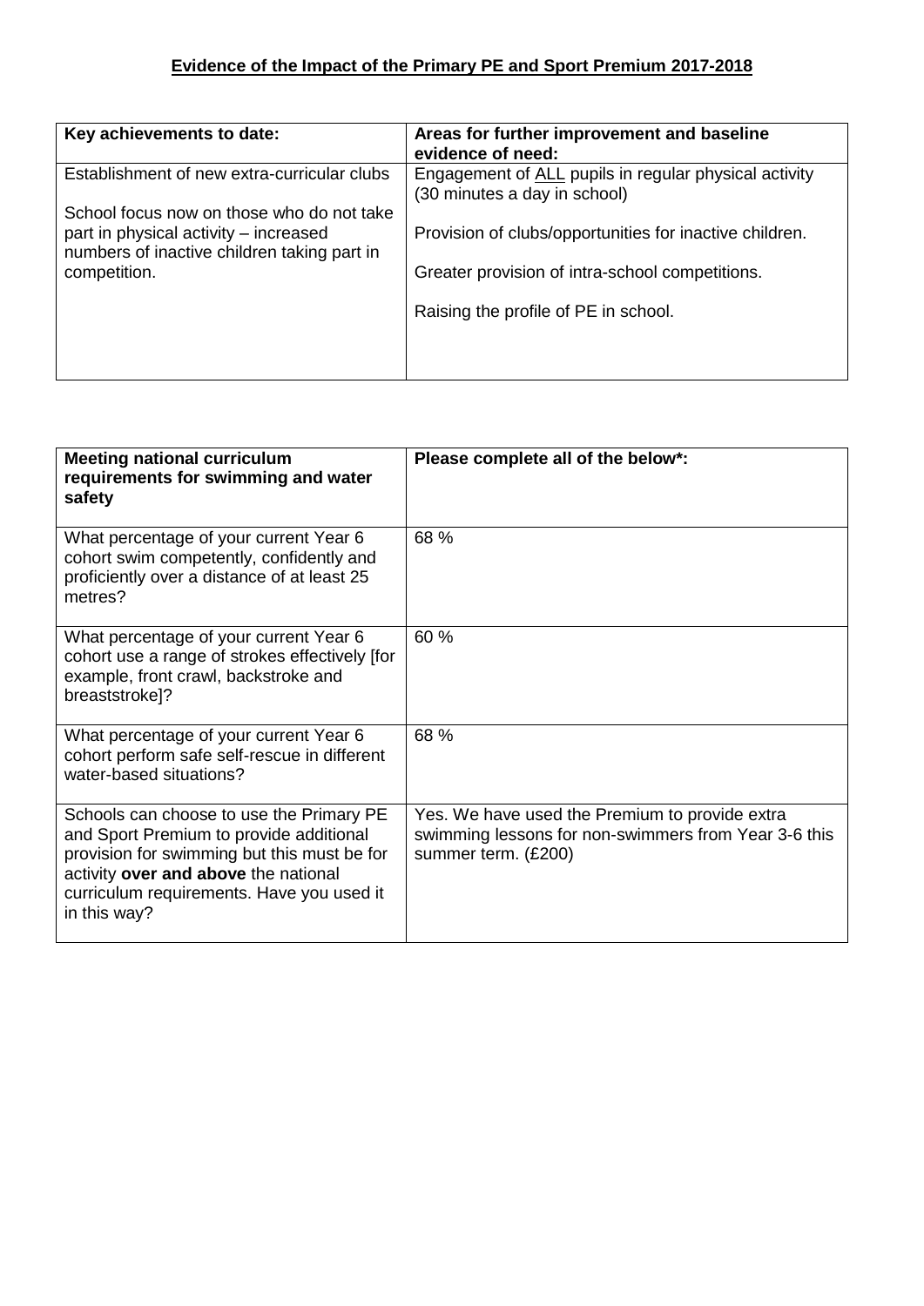## **Evidence of the Impact of the Primary PE and Sport Premium 2017-2018**

| Key achievements to date: | Areas for further improvement and baseline evidence of need: |
| --- | --- |
| Establishment of new extra-curricular clubs<br><br>School focus now on those who do not take part in physical activity – increased numbers of inactive children taking part in competition. | Engagement of ALL pupils in regular physical activity (30 minutes a day in school)<br><br>Provision of clubs/opportunities for inactive children.<br><br>Greater provision of intra-school competitions.<br><br>Raising the profile of PE in school. |

| Meeting national curriculum requirements for swimming and water safety | Please complete all of the below*: |
| --- | --- |
| What percentage of your current Year 6 cohort swim competently, confidently and proficiently over a distance of at least 25 metres? | 68 % |
| What percentage of your current Year 6 cohort use a range of strokes effectively [for example, front crawl, backstroke and breaststroke]? | 60 % |
| What percentage of your current Year 6 cohort perform safe self-rescue in different water-based situations? | 68 % |
| Schools can choose to use the Primary PE and Sport Premium to provide additional provision for swimming but this must be for activity **over and above** the national curriculum requirements. Have you used it in this way? | Yes. We have used the Premium to provide extra swimming lessons for non-swimmers from Year 3-6 this summer term. (£200) |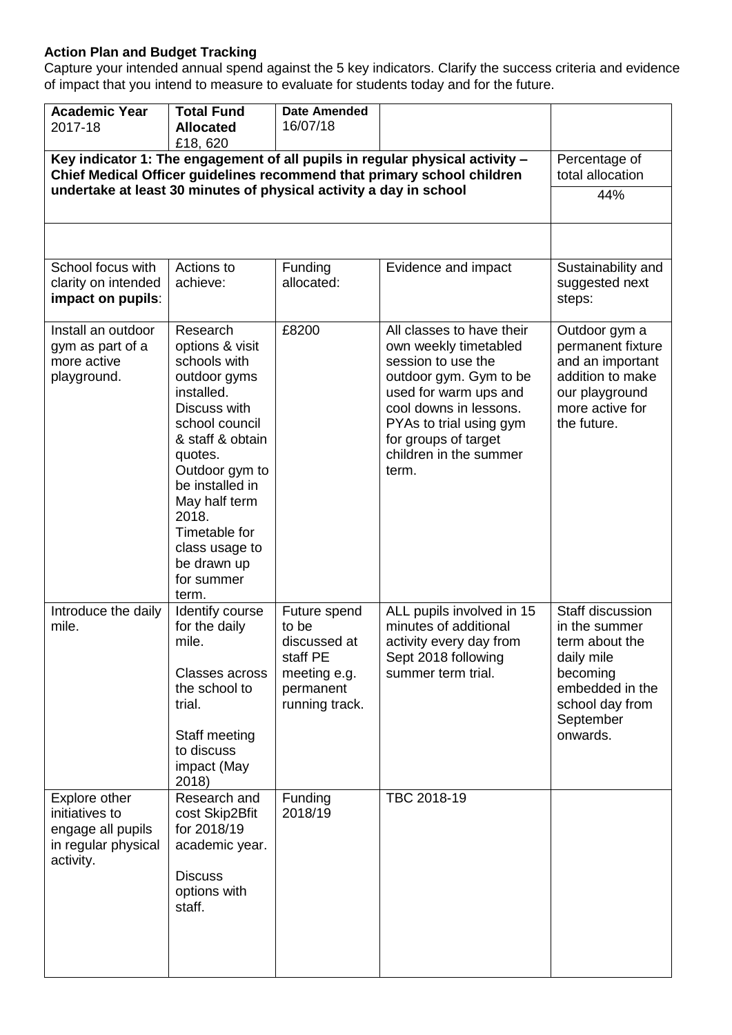**Action Plan and Budget Tracking**

Capture your intended annual spend against the 5 key indicators. Clarify the success criteria and evidence of impact that you intend to measure to evaluate for students today and for the future.

| **Academic Year** 2017-18 | **Total Fund Allocated** £18, 620 | **Date Amended** 16/07/18 | | |
|---|---|---|---|---|
| **Key indicator 1: The engagement of all pupils in regular physical activity – Chief Medical Officer guidelines recommend that primary school children undertake at least 30 minutes of physical activity a day in school** | | | | Percentage of total allocation 44% |
| | | | | |
| School focus with clarity on intended **impact on pupils**: | Actions to achieve: | Funding allocated: | Evidence and impact | Sustainability and suggested next steps: |
| Install an outdoor gym as part of a more active playground. | Research options & visit schools with outdoor gyms installed. Discuss with school council & staff & obtain quotes. Outdoor gym to be installed in May half term 2018. Timetable for class usage to be drawn up for summer term. | £8200 | All classes to have their own weekly timetabled session to use the outdoor gym. Gym to be used for warm ups and cool downs in lessons. PYAs to trial using gym for groups of target children in the summer term. | Outdoor gym a permanent fixture and an important addition to make our playground more active for the future. |
| Introduce the daily mile. | Identify course for the daily mile.<br><br>Classes across the school to trial.<br><br>Staff meeting to discuss impact (May 2018) | Future spend to be discussed at staff PE meeting e.g. permanent running track. | ALL pupils involved in 15 minutes of additional activity every day from Sept 2018 following summer term trial. | Staff discussion in the summer term about the daily mile becoming embedded in the school day from September onwards. |
| Explore other initiatives to engage all pupils in regular physical activity. | Research and cost Skip2Bfit for 2018/19 academic year.<br><br>Discuss options with staff. | Funding 2018/19 | TBC 2018-19 | |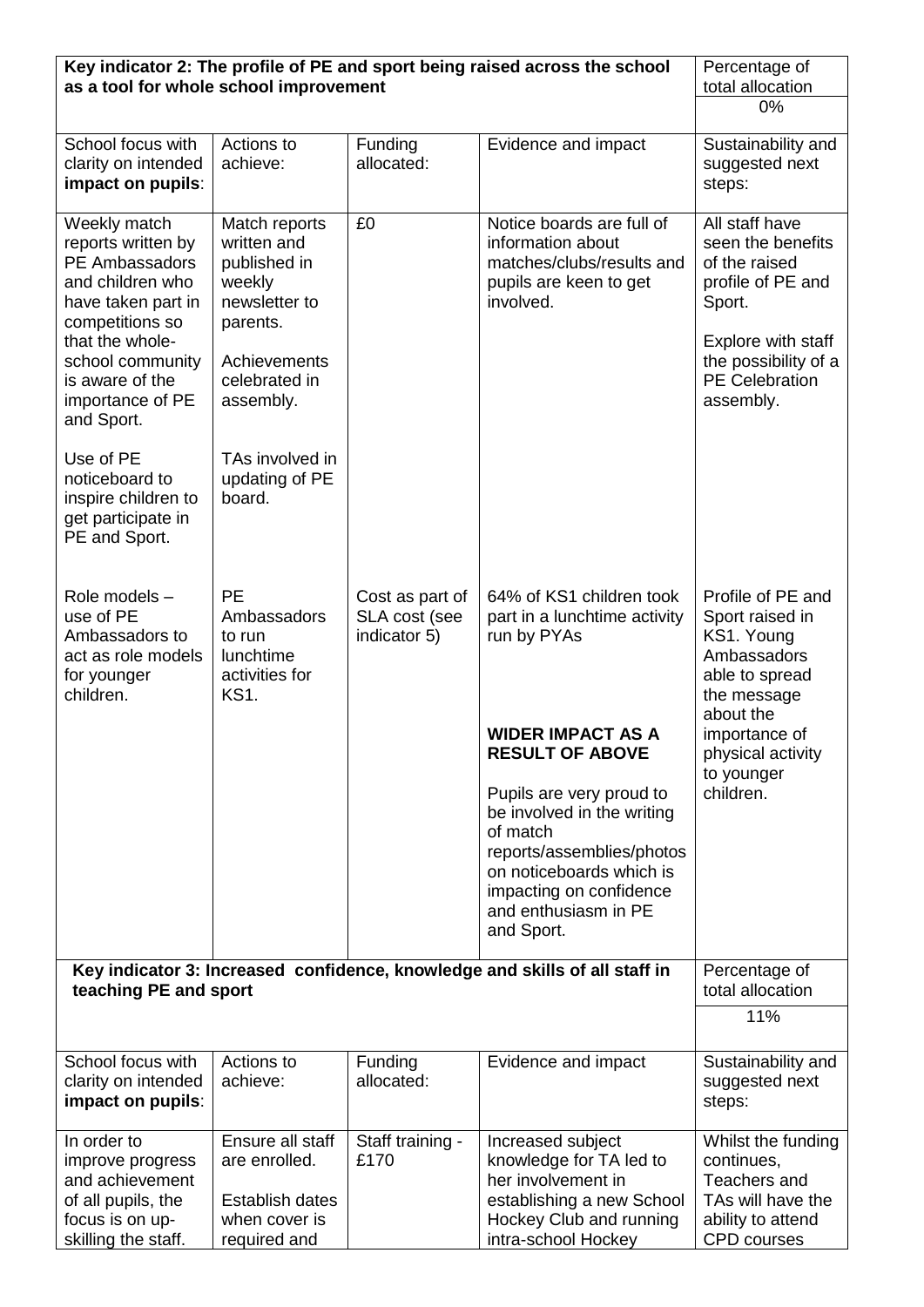| Key indicator 2: The profile of PE and sport being raised across the school as a tool for whole school improvement | | | | Percentage of total allocation |
|---|---|---|---|---|
| | | | | 0% |
| School focus with clarity on intended **impact on pupils**: | Actions to achieve: | Funding allocated: | Evidence and impact | Sustainability and suggested next steps: |
| Weekly match reports written by PE Ambassadors and children who have taken part in competitions so that the whole-school community is aware of the importance of PE and Sport.<br><br>Use of PE noticeboard to inspire children to get participate in PE and Sport. | Match reports written and published in weekly newsletter to parents.<br><br>Achievements celebrated in assembly.<br><br>TAs involved in updating of PE board. | £0 | Notice boards are full of information about matches/clubs/results and pupils are keen to get involved. | All staff have seen the benefits of the raised profile of PE and Sport.<br><br>Explore with staff the possibility of a PE Celebration assembly. |
| Role models – use of PE Ambassadors to act as role models for younger children. | PE Ambassadors to run lunchtime activities for KS1. | Cost as part of SLA cost (see indicator 5) | 64% of KS1 children took part in a lunchtime activity run by PYAs<br><br>**WIDER IMPACT AS A RESULT OF ABOVE**<br><br>Pupils are very proud to be involved in the writing of match reports/assemblies/photos on noticeboards which is impacting on confidence and enthusiasm in PE and Sport. | Profile of PE and Sport raised in KS1. Young Ambassadors able to spread the message about the importance of physical activity to younger children. |

| Key indicator 3: Increased confidence, knowledge and skills of all staff in teaching PE and sport | | | | Percentage of total allocation |
|---|---|---|---|---|
| | | | | 11% |
| School focus with clarity on intended **impact on pupils**: | Actions to achieve: | Funding allocated: | Evidence and impact | Sustainability and suggested next steps: |
| In order to improve progress and achievement of all pupils, the focus is on up-skilling the staff. | Ensure all staff are enrolled.<br><br>Establish dates when cover is required and | Staff training - £170 | Increased subject knowledge for TA led to her involvement in establishing a new School Hockey Club and running intra-school Hockey | Whilst the funding continues, Teachers and TAs will have the ability to attend CPD courses |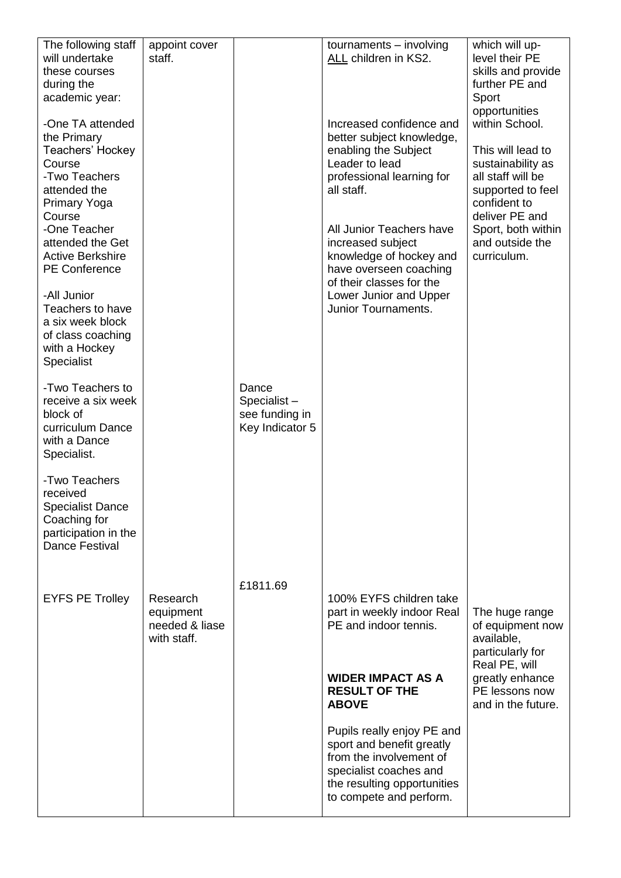| | | | | |
|---|---|---|---|---|
| The following staff will undertake these courses during the academic year:<br><br>-One TA attended the Primary Teachers' Hockey Course<br>-Two Teachers attended the Primary Yoga Course<br>-One Teacher attended the Get Active Berkshire PE Conference<br><br>-All Junior Teachers to have a six week block of class coaching with a Hockey Specialist<br><br>-Two Teachers to receive a six week block of curriculum Dance with a Dance Specialist.<br><br>-Two Teachers received Specialist Dance Coaching for participation in the Dance Festival | appoint cover staff. | Dance Specialist – see funding in Key Indicator 5 | tournaments – involving ALL children in KS2.<br><br>Increased confidence and better subject knowledge, enabling the Subject Leader to lead professional learning for all staff.<br><br>All Junior Teachers have increased subject knowledge of hockey and have overseen coaching of their classes for the Lower Junior and Upper Junior Tournaments. | which will up-level their PE skills and provide further PE and Sport opportunities within School.<br><br>This will lead to sustainability as all staff will be supported to feel confident to deliver PE and Sport, both within and outside the curriculum. |
| EYFS PE Trolley | Research equipment needed & liase with staff. | £1811.69 | 100% EYFS children take part in weekly indoor Real PE and indoor tennis.<br><br>**WIDER IMPACT AS A RESULT OF THE ABOVE**<br><br>Pupils really enjoy PE and sport and benefit greatly from the involvement of specialist coaches and the resulting opportunities to compete and perform. | The huge range of equipment now available, particularly for Real PE, will greatly enhance PE lessons now and in the future. |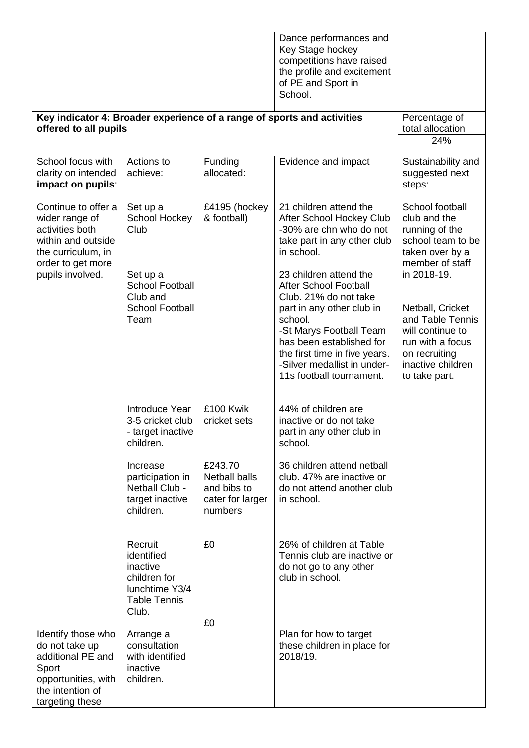| | | | Dance performances and Key Stage hockey competitions have raised the profile and excitement of PE and Sport in School. | |
|---|---|---|---|---|

| **Key indicator 4: Broader experience of a range of sports and activities offered to all pupils** | | | | Percentage of total allocation<br>24% |
|---|---|---|---|---|
| School focus with clarity on intended **impact on pupils**: | Actions to achieve: | Funding allocated: | Evidence and impact | Sustainability and suggested next steps: |
| Continue to offer a wider range of activities both within and outside the curriculum, in order to get more pupils involved. | Set up a School Hockey Club<br><br>Set up a School Football Club and School Football Team | £4195 (hockey & football) | 21 children attend the After School Hockey Club -30% are chn who do not take part in any other club in school.<br><br>23 children attend the After School Football Club. 21% do not take part in any other club in school.<br>-St Marys Football Team has been established for the first time in five years.<br>-Silver medallist in under-11s football tournament. | School football club and the running of the school team to be taken over by a member of staff in 2018-19.<br><br>Netball, Cricket and Table Tennis will continue to run with a focus on recruiting inactive children to take part. |
| | Introduce Year 3-5 cricket club - target inactive children. | £100 Kwik cricket sets | 44% of children are inactive or do not take part in any other club in school. | |
| | Increase participation in Netball Club - target inactive children. | £243.70 Netball balls and bibs to cater for larger numbers | 36 children attend netball club. 47% are inactive or do not attend another club in school. | |
| | Recruit identified inactive children for lunchtime Y3/4 Table Tennis Club. | £0 | 26% of children at Table Tennis club are inactive or do not go to any other club in school. | |
| Identify those who do not take up additional PE and Sport opportunities, with the intention of targeting these | Arrange a consultation with identified inactive children. | £0 | Plan for how to target these children in place for 2018/19. | |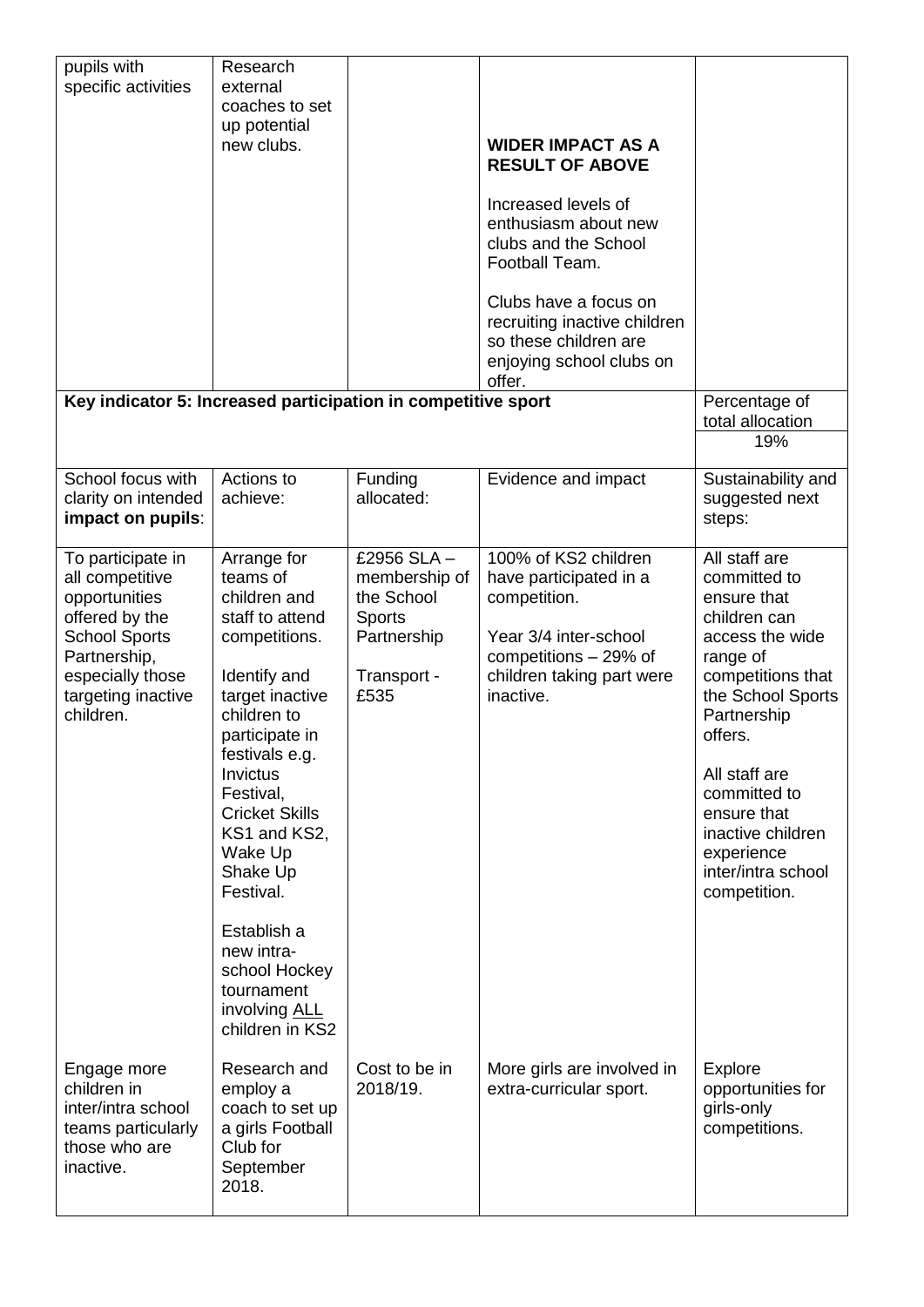| pupils with specific activities | Research external coaches to set up potential new clubs. | | **WIDER IMPACT AS A RESULT OF ABOVE**<br><br>Increased levels of enthusiasm about new clubs and the School Football Team.<br><br>Clubs have a focus on recruiting inactive children so these children are enjoying school clubs on offer. | |
|---|---|---|---|---|
| **Key indicator 5: Increased participation in competitive sport** | | | | Percentage of total allocation<br>19% |
| School focus with clarity on intended **impact on pupils**: | Actions to achieve: | Funding allocated: | Evidence and impact | Sustainability and suggested next steps: |
| To participate in all competitive opportunities offered by the School Sports Partnership, especially those targeting inactive children. | Arrange for teams of children and staff to attend competitions.<br><br>Identify and target inactive children to participate in festivals e.g. Invictus Festival, Cricket Skills KS1 and KS2, Wake Up Shake Up Festival.<br><br>Establish a new intra-school Hockey tournament involving ALL children in KS2 | £2956 SLA – membership of the School Sports Partnership<br><br>Transport - £535 | 100% of KS2 children have participated in a competition.<br><br>Year 3/4 inter-school competitions – 29% of children taking part were inactive. | All staff are committed to ensure that children can access the wide range of competitions that the School Sports Partnership offers.<br><br>All staff are committed to ensure that inactive children experience inter/intra school competition. |
| Engage more children in inter/intra school teams particularly those who are inactive. | Research and employ a coach to set up a girls Football Club for September 2018. | Cost to be in 2018/19. | More girls are involved in extra-curricular sport. | Explore opportunities for girls-only competitions. |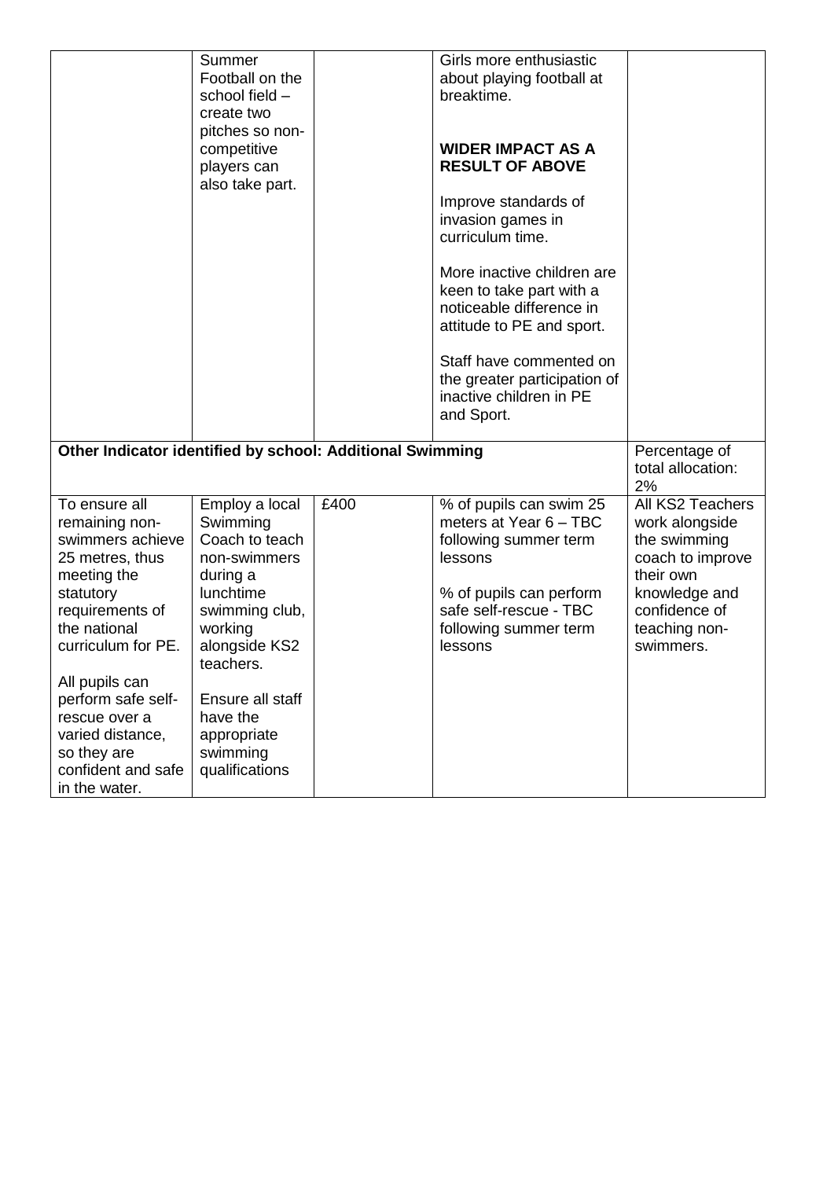| | | | | |
|---|---|---|---|---|
| | Summer Football on the school field – create two pitches so non-competitive players can also take part. | | Girls more enthusiastic about playing football at breaktime.<br><br>**WIDER IMPACT AS A RESULT OF ABOVE**<br><br>Improve standards of invasion games in curriculum time.<br><br>More inactive children are keen to take part with a noticeable difference in attitude to PE and sport.<br><br>Staff have commented on the greater participation of inactive children in PE and Sport. | |
| **Other Indicator identified by school: Additional Swimming** | | | | Percentage of total allocation: 2% |
| To ensure all remaining non-swimmers achieve 25 metres, thus meeting the statutory requirements of the national curriculum for PE.<br><br>All pupils can perform safe self-rescue over a varied distance, so they are confident and safe in the water. | Employ a local Swimming Coach to teach non-swimmers during a lunchtime swimming club, working alongside KS2 teachers.<br><br>Ensure all staff have the appropriate swimming qualifications | £400 | % of pupils can swim 25 meters at Year 6 – TBC following summer term lessons<br><br>% of pupils can perform safe self-rescue - TBC following summer term lessons | All KS2 Teachers work alongside the swimming coach to improve their own knowledge and confidence of teaching non-swimmers. |